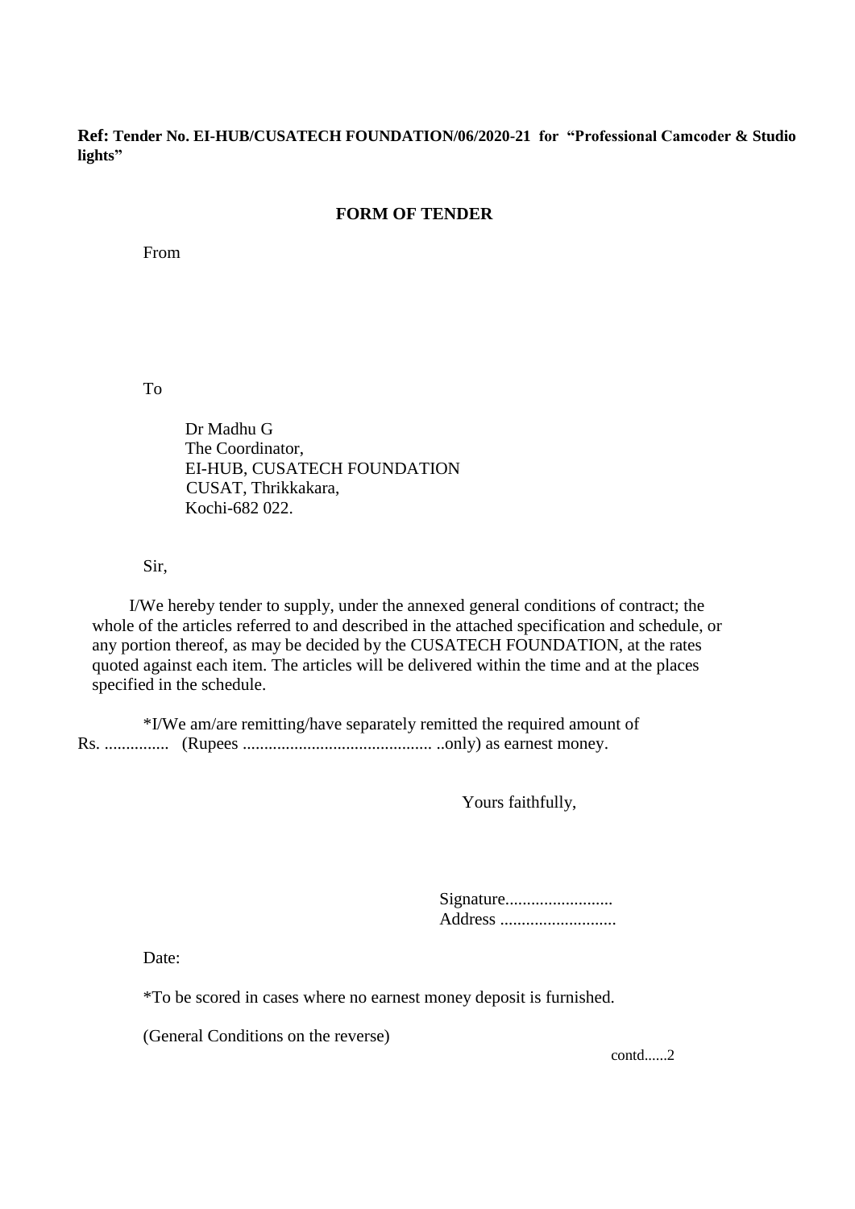**Ref: Tender No. EI-HUB/CUSATECH FOUNDATION/06/2020-21 for "Professional Camcoder & Studio lights"**

## FORM OF TENDER

From

To

Dr Madhu G  
The Coordinator,  
EI-HUB, CUSATECH FOUNDATION  
CUSAT, Thrikkakara,  
Kochi-682 022.

Sir,

I/We hereby tender to supply, under the annexed general conditions of contract; the whole of the articles referred to and described in the attached specification and schedule, or any portion thereof, as may be decided by the CUSATECH FOUNDATION, at the rates quoted against each item. The articles will be delivered within the time and at the places specified in the schedule.

*I/We am/are remitting/have separately remitted the required amount of Rs. ............... (Rupees ............................................ ..only) as earnest money.

Yours faithfully,

Signature.........................  
Address ...........................

Date:

*To be scored in cases where no earnest money deposit is furnished.

(General Conditions on the reverse)

contd......2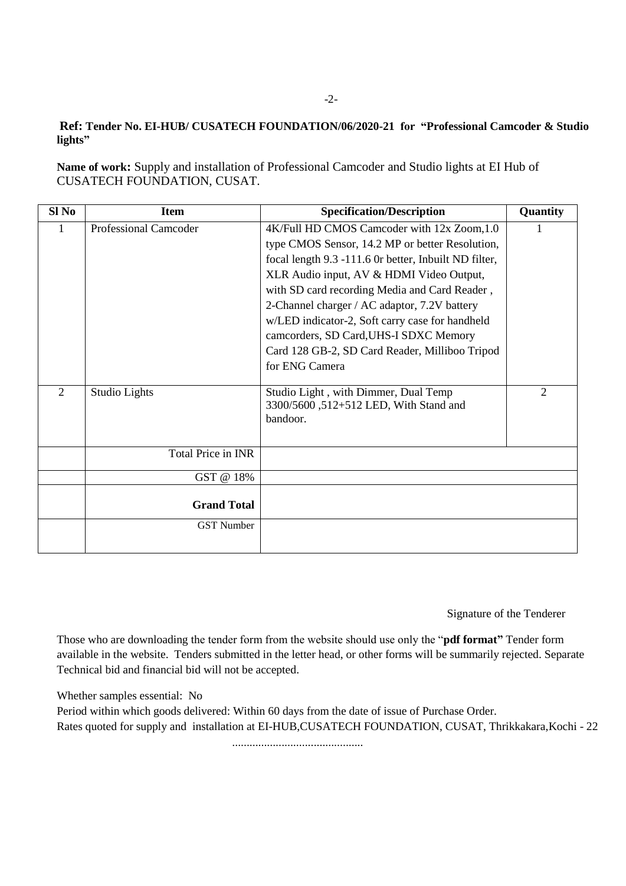**Ref: Tender No. EI-HUB/ CUSATECH FOUNDATION/06/2020-21 for "Professional Camcoder & Studio lights"**

**Name of work:** Supply and installation of Professional Camcoder and Studio lights at EI Hub of CUSATECH FOUNDATION, CUSAT.

| Sl No | Item | Specification/Description | Quantity |
|---|---|---|---|
| 1 | Professional Camcoder | 4K/Full HD CMOS Camcoder with 12x Zoom,1.0 type CMOS Sensor, 14.2 MP or better Resolution, focal length 9.3 -111.6 0r better, Inbuilt ND filter, XLR Audio input, AV & HDMI Video Output, with SD card recording Media and Card Reader , 2-Channel charger / AC adaptor, 7.2V battery w/LED indicator-2, Soft carry case for handheld camcorders, SD Card,UHS-I SDXC Memory Card 128 GB-2, SD Card Reader, Milliboo Tripod for ENG Camera | 1 |
| 2 | Studio Lights | Studio Light , with Dimmer, Dual Temp 3300/5600 ,512+512 LED, With Stand and bandoor. | 2 |
| | Total Price in INR | | |
| | GST @ 18% | | |
| | **Grand Total** | | |
| | GST Number | | |

Signature of the Tenderer

Those who are downloading the tender form from the website should use only the "**pdf format"** Tender form available in the website. Tenders submitted in the letter head, or other forms will be summarily rejected. Separate Technical bid and financial bid will not be accepted.

Whether samples essential: No

Period within which goods delivered: Within 60 days from the date of issue of Purchase Order.

Rates quoted for supply and installation at EI-HUB,CUSATECH FOUNDATION, CUSAT, Thrikkakara,Kochi - 22

............................................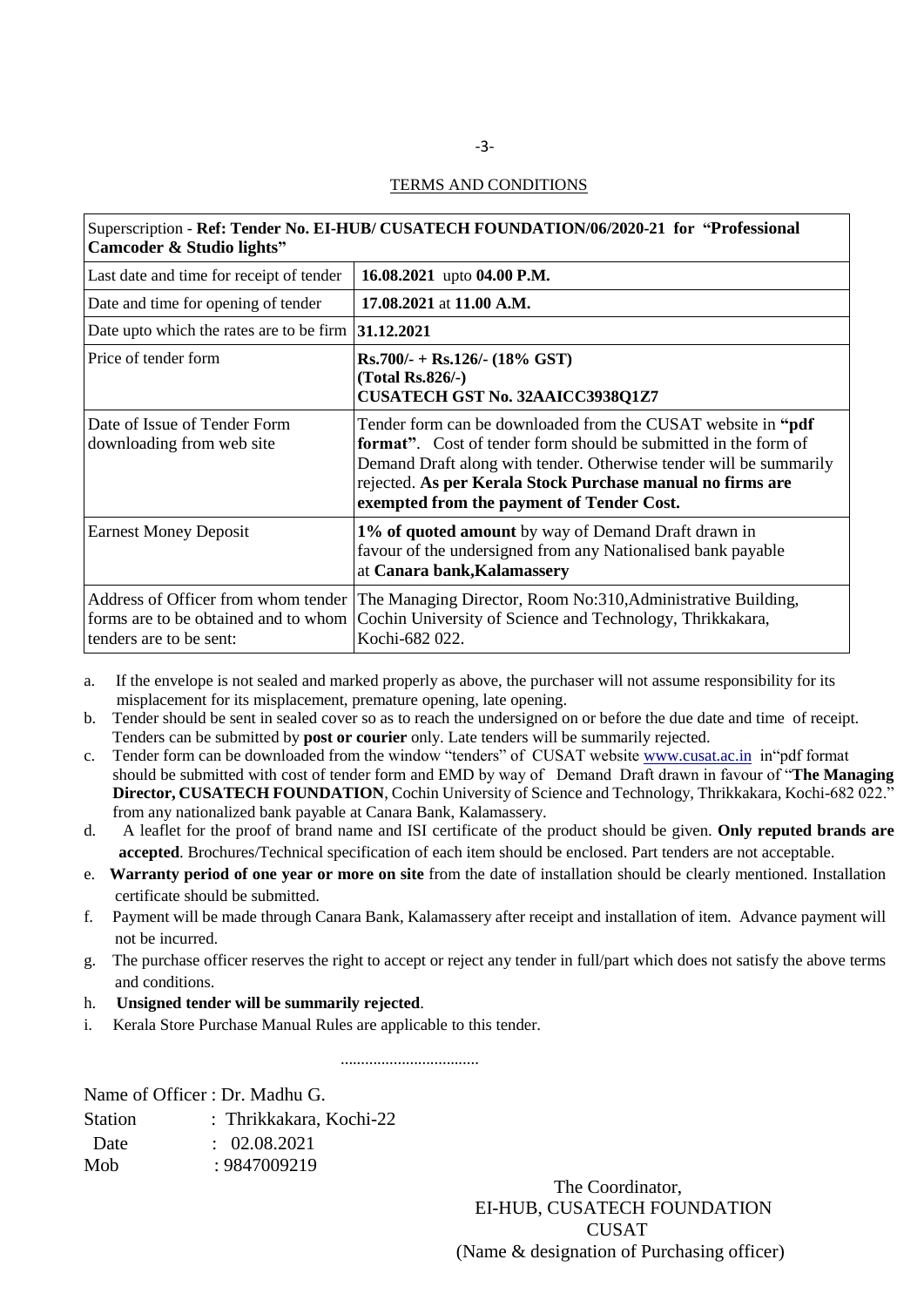TERMS AND CONDITIONS

| Superscription - **Ref: Tender No. EI-HUB/ CUSATECH FOUNDATION/06/2020-21 for "Professional Camcoder & Studio lights"** | |
|---|---|
| Last date and time for receipt of tender | **16.08.2021** upto **04.00 P.M.** |
| Date and time for opening of tender | **17.08.2021** at **11.00 A.M.** |
| Date upto which the rates are to be firm | **31.12.2021** |
| Price of tender form | **Rs.700/- + Rs.126/- (18% GST)**<br>**(Total Rs.826/-)**<br>**CUSATECH GST No. 32AAICC3938Q1Z7** |
| Date of Issue of Tender Form downloading from web site | Tender form can be downloaded from the CUSAT website in **"pdf format"**. Cost of tender form should be submitted in the form of Demand Draft along with tender. Otherwise tender will be summarily rejected. **As per Kerala Stock Purchase manual no firms are exempted from the payment of Tender Cost.** |
| Earnest Money Deposit | **1% of quoted amount** by way of Demand Draft drawn in favour of the undersigned from any Nationalised bank payable at **Canara bank,Kalamassery** |
| Address of Officer from whom tender forms are to be obtained and to whom tenders are to be sent: | The Managing Director, Room No:310,Administrative Building, Cochin University of Science and Technology, Thrikkakara, Kochi-682 022. |

a. If the envelope is not sealed and marked properly as above, the purchaser will not assume responsibility for its misplacement for its misplacement, premature opening, late opening.

b. Tender should be sent in sealed cover so as to reach the undersigned on or before the due date and time of receipt. Tenders can be submitted by **post or courier** only. Late tenders will be summarily rejected.

c. Tender form can be downloaded from the window "tenders" of CUSAT website [www.cusat.ac.in](http://www.cusat.ac.in) in"pdf format should be submitted with cost of tender form and EMD by way of Demand Draft drawn in favour of "**The Managing Director, CUSATECH FOUNDATION**, Cochin University of Science and Technology, Thrikkakara, Kochi-682 022." from any nationalized bank payable at Canara Bank, Kalamassery.

d. A leaflet for the proof of brand name and ISI certificate of the product should be given. **Only reputed brands are accepted**. Brochures/Technical specification of each item should be enclosed. Part tenders are not acceptable.

e. **Warranty period of one year or more on site** from the date of installation should be clearly mentioned. Installation certificate should be submitted.

f. Payment will be made through Canara Bank, Kalamassery after receipt and installation of item. Advance payment will not be incurred.

g. The purchase officer reserves the right to accept or reject any tender in full/part which does not satisfy the above terms and conditions.

h. **Unsigned tender will be summarily rejected**.

i. Kerala Store Purchase Manual Rules are applicable to this tender.

.................................

Name of Officer : Dr. Madhu G.
Station : Thrikkakara, Kochi-22
Date : 02.08.2021
Mob : 9847009219

The Coordinator,
EI-HUB, CUSATECH FOUNDATION
CUSAT
(Name & designation of Purchasing officer)